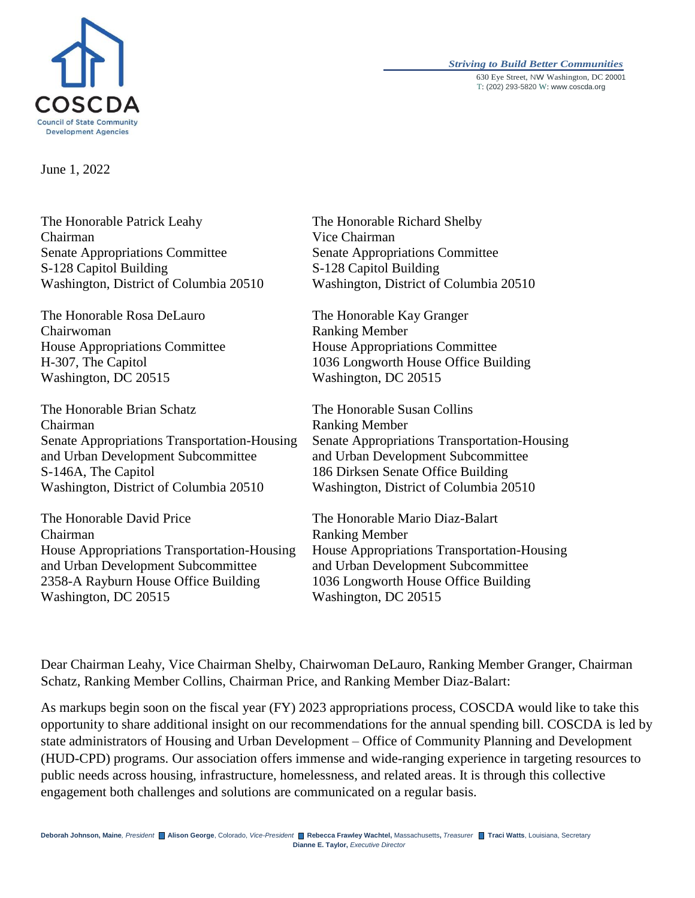**COSCDA**
Council of State Community Development Agencies

*Striving to Build Better Communities*
630 Eye Street, NW Washington, DC 20001
T: (202) 293-5820 W: www.coscda.org

June 1, 2022

The Honorable Patrick Leahy
Chairman
Senate Appropriations Committee
S-128 Capitol Building
Washington, District of Columbia 20510

The Honorable Richard Shelby
Vice Chairman
Senate Appropriations Committee
S-128 Capitol Building
Washington, District of Columbia 20510

The Honorable Rosa DeLauro
Chairwoman
House Appropriations Committee
H-307, The Capitol
Washington, DC 20515

The Honorable Kay Granger
Ranking Member
House Appropriations Committee
1036 Longworth House Office Building
Washington, DC 20515

The Honorable Brian Schatz
Chairman
Senate Appropriations Transportation-Housing and Urban Development Subcommittee
S-146A, The Capitol
Washington, District of Columbia 20510

The Honorable Susan Collins
Ranking Member
Senate Appropriations Transportation-Housing and Urban Development Subcommittee
186 Dirksen Senate Office Building
Washington, District of Columbia 20510

The Honorable David Price
Chairman
House Appropriations Transportation-Housing and Urban Development Subcommittee
2358-A Rayburn House Office Building
Washington, DC 20515

The Honorable Mario Diaz-Balart
Ranking Member
House Appropriations Transportation-Housing and Urban Development Subcommittee
1036 Longworth House Office Building
Washington, DC 20515

Dear Chairman Leahy, Vice Chairman Shelby, Chairwoman DeLauro, Ranking Member Granger, Chairman Schatz, Ranking Member Collins, Chairman Price, and Ranking Member Diaz-Balart:

As markups begin soon on the fiscal year (FY) 2023 appropriations process, COSCDA would like to take this opportunity to share additional insight on our recommendations for the annual spending bill. COSCDA is led by state administrators of Housing and Urban Development – Office of Community Planning and Development (HUD-CPD) programs. Our association offers immense and wide-ranging experience in targeting resources to public needs across housing, infrastructure, homelessness, and related areas. It is through this collective engagement both challenges and solutions are communicated on a regular basis.

**Deborah Johnson, Maine**, *President* ■ **Alison George**, Colorado, *Vice-President* ■ **Rebecca Frawley Wachtel,** Massachusetts**,** *Treasurer* ■ **Traci Watts**, Louisiana, Secretary
**Dianne E. Taylor,** *Executive Director*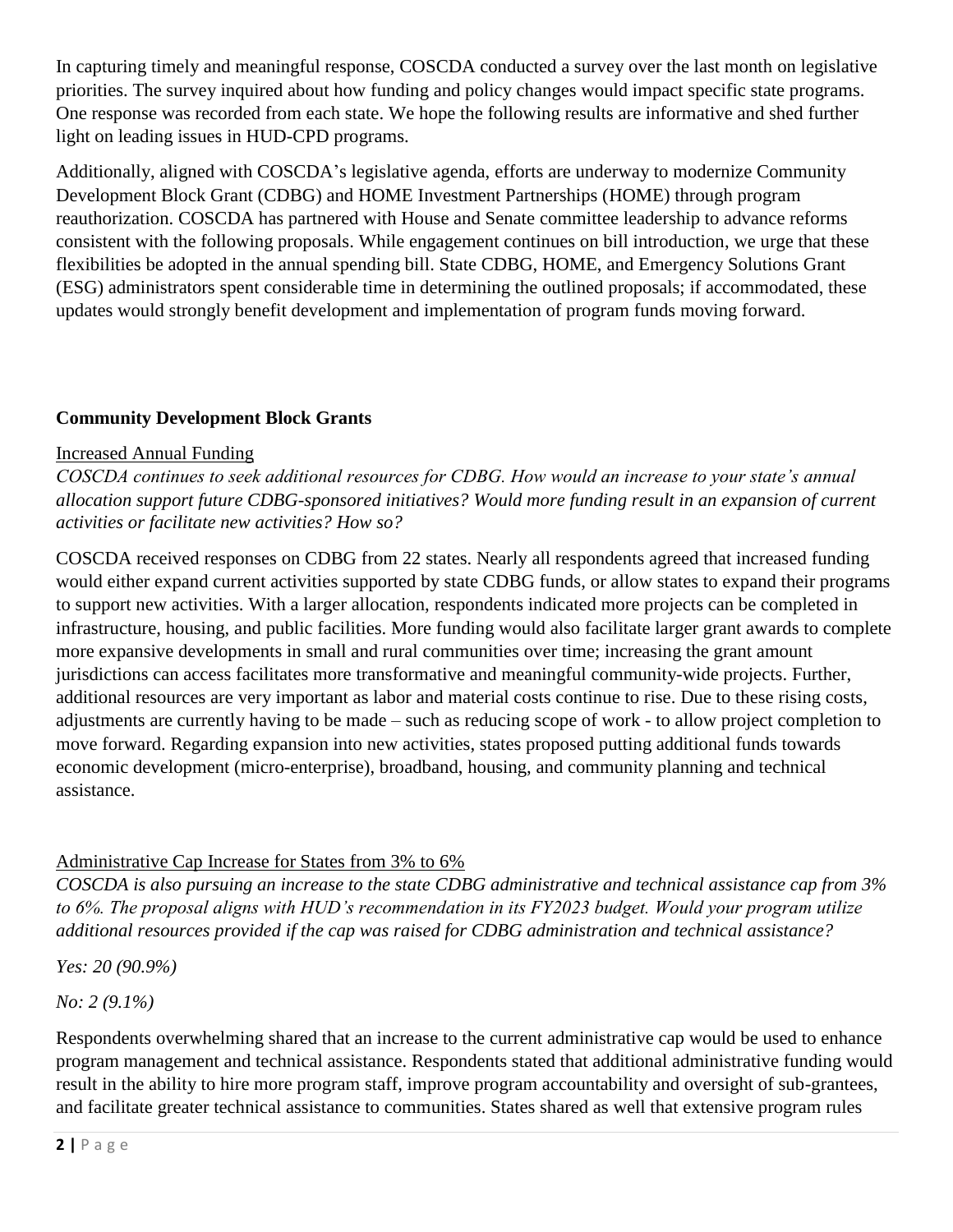In capturing timely and meaningful response, COSCDA conducted a survey over the last month on legislative priorities. The survey inquired about how funding and policy changes would impact specific state programs. One response was recorded from each state. We hope the following results are informative and shed further light on leading issues in HUD-CPD programs.

Additionally, aligned with COSCDA's legislative agenda, efforts are underway to modernize Community Development Block Grant (CDBG) and HOME Investment Partnerships (HOME) through program reauthorization. COSCDA has partnered with House and Senate committee leadership to advance reforms consistent with the following proposals. While engagement continues on bill introduction, we urge that these flexibilities be adopted in the annual spending bill. State CDBG, HOME, and Emergency Solutions Grant (ESG) administrators spent considerable time in determining the outlined proposals; if accommodated, these updates would strongly benefit development and implementation of program funds moving forward.

## Community Development Block Grants

### Increased Annual Funding

*COSCDA continues to seek additional resources for CDBG. How would an increase to your state's annual allocation support future CDBG-sponsored initiatives? Would more funding result in an expansion of current activities or facilitate new activities? How so?*

COSCDA received responses on CDBG from 22 states. Nearly all respondents agreed that increased funding would either expand current activities supported by state CDBG funds, or allow states to expand their programs to support new activities. With a larger allocation, respondents indicated more projects can be completed in infrastructure, housing, and public facilities. More funding would also facilitate larger grant awards to complete more expansive developments in small and rural communities over time; increasing the grant amount jurisdictions can access facilitates more transformative and meaningful community-wide projects. Further, additional resources are very important as labor and material costs continue to rise. Due to these rising costs, adjustments are currently having to be made – such as reducing scope of work - to allow project completion to move forward. Regarding expansion into new activities, states proposed putting additional funds towards economic development (micro-enterprise), broadband, housing, and community planning and technical assistance.

### Administrative Cap Increase for States from 3% to 6%

*COSCDA is also pursuing an increase to the state CDBG administrative and technical assistance cap from 3% to 6%. The proposal aligns with HUD's recommendation in its FY2023 budget. Would your program utilize additional resources provided if the cap was raised for CDBG administration and technical assistance?*

*Yes: 20 (90.9%)*

*No: 2 (9.1%)*

Respondents overwhelming shared that an increase to the current administrative cap would be used to enhance program management and technical assistance. Respondents stated that additional administrative funding would result in the ability to hire more program staff, improve program accountability and oversight of sub-grantees, and facilitate greater technical assistance to communities. States shared as well that extensive program rules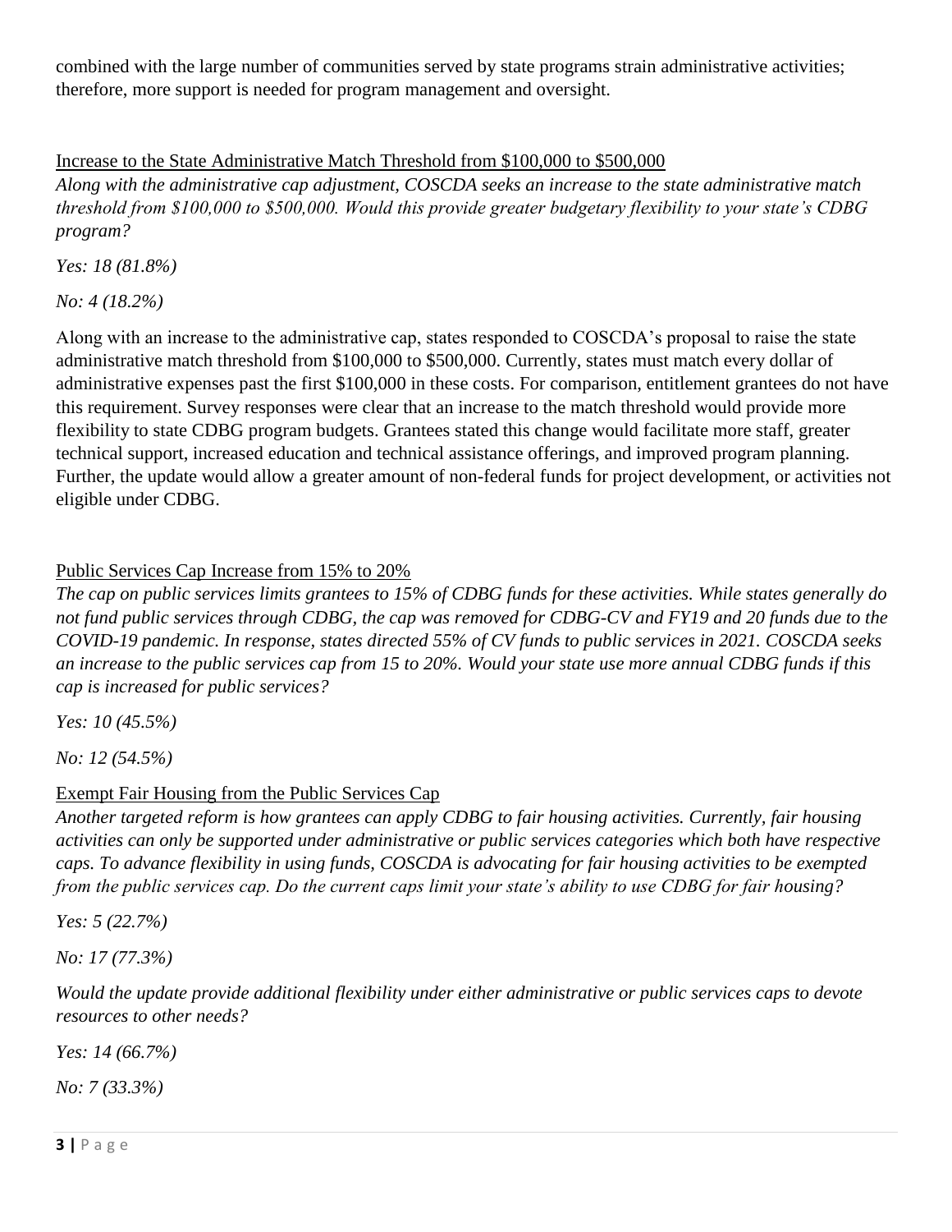combined with the large number of communities served by state programs strain administrative activities; therefore, more support is needed for program management and oversight.

<u>Increase to the State Administrative Match Threshold from $100,000 to $500,000</u>

*Along with the administrative cap adjustment, COSCDA seeks an increase to the state administrative match threshold from $100,000 to $500,000. Would this provide greater budgetary flexibility to your state's CDBG program?*

*Yes: 18 (81.8%)*

*No: 4 (18.2%)*

Along with an increase to the administrative cap, states responded to COSCDA's proposal to raise the state administrative match threshold from $100,000 to $500,000. Currently, states must match every dollar of administrative expenses past the first $100,000 in these costs. For comparison, entitlement grantees do not have this requirement. Survey responses were clear that an increase to the match threshold would provide more flexibility to state CDBG program budgets. Grantees stated this change would facilitate more staff, greater technical support, increased education and technical assistance offerings, and improved program planning. Further, the update would allow a greater amount of non-federal funds for project development, or activities not eligible under CDBG.

<u>Public Services Cap Increase from 15% to 20%</u>

*The cap on public services limits grantees to 15% of CDBG funds for these activities. While states generally do not fund public services through CDBG, the cap was removed for CDBG-CV and FY19 and 20 funds due to the COVID-19 pandemic. In response, states directed 55% of CV funds to public services in 2021. COSCDA seeks an increase to the public services cap from 15 to 20%. Would your state use more annual CDBG funds if this cap is increased for public services?*

*Yes: 10 (45.5%)*

*No: 12 (54.5%)*

<u>Exempt Fair Housing from the Public Services Cap</u>

*Another targeted reform is how grantees can apply CDBG to fair housing activities. Currently, fair housing activities can only be supported under administrative or public services categories which both have respective caps. To advance flexibility in using funds, COSCDA is advocating for fair housing activities to be exempted from the public services cap. Do the current caps limit your state's ability to use CDBG for fair housing?*

*Yes: 5 (22.7%)*

*No: 17 (77.3%)*

*Would the update provide additional flexibility under either administrative or public services caps to devote resources to other needs?*

*Yes: 14 (66.7%)*

*No: 7 (33.3%)*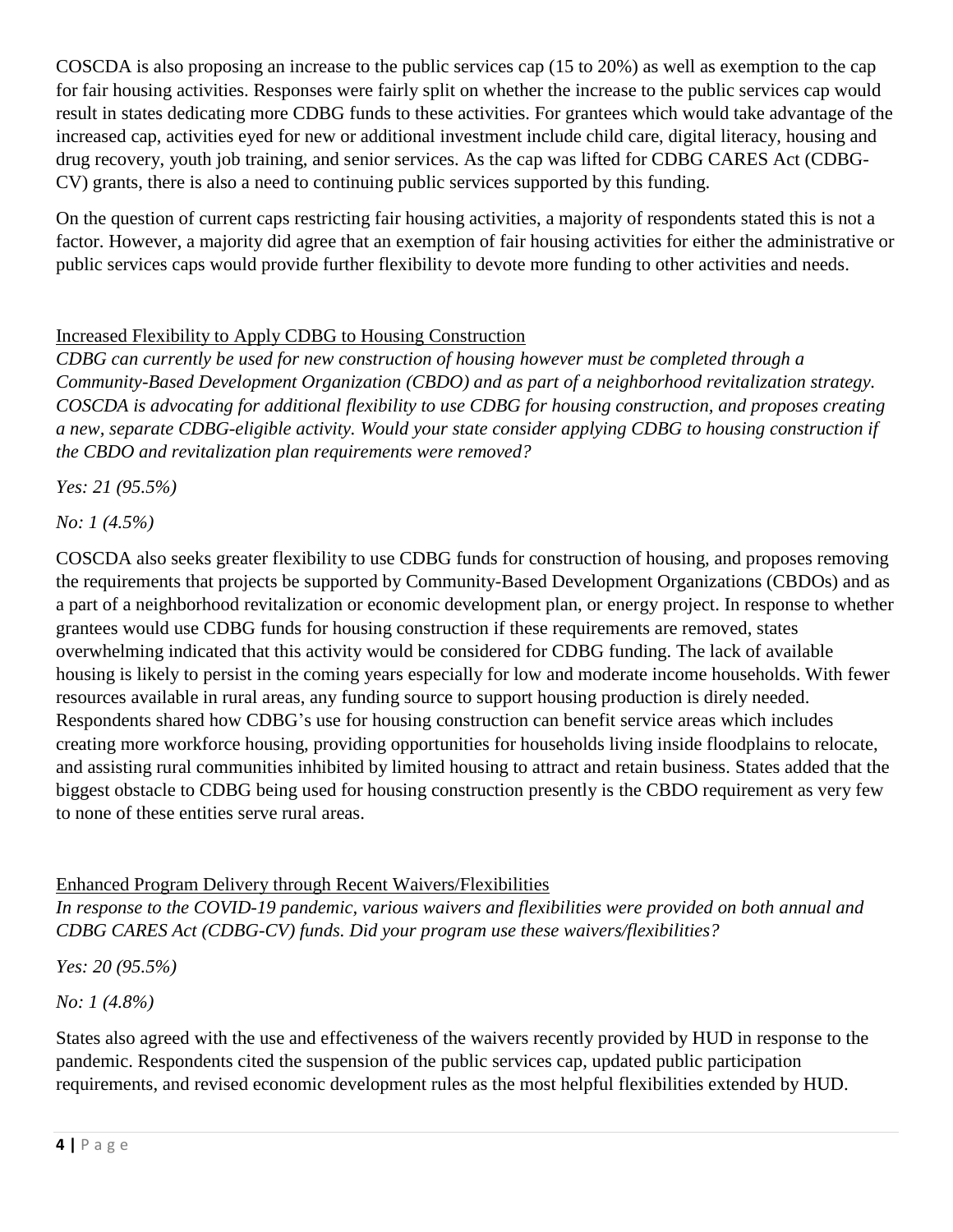COSCDA is also proposing an increase to the public services cap (15 to 20%) as well as exemption to the cap for fair housing activities. Responses were fairly split on whether the increase to the public services cap would result in states dedicating more CDBG funds to these activities. For grantees which would take advantage of the increased cap, activities eyed for new or additional investment include child care, digital literacy, housing and drug recovery, youth job training, and senior services. As the cap was lifted for CDBG CARES Act (CDBG-CV) grants, there is also a need to continuing public services supported by this funding.

On the question of current caps restricting fair housing activities, a majority of respondents stated this is not a factor. However, a majority did agree that an exemption of fair housing activities for either the administrative or public services caps would provide further flexibility to devote more funding to other activities and needs.

<u>Increased Flexibility to Apply CDBG to Housing Construction</u>

*CDBG can currently be used for new construction of housing however must be completed through a Community-Based Development Organization (CBDO) and as part of a neighborhood revitalization strategy. COSCDA is advocating for additional flexibility to use CDBG for housing construction, and proposes creating a new, separate CDBG-eligible activity. Would your state consider applying CDBG to housing construction if the CBDO and revitalization plan requirements were removed?*

*Yes: 21 (95.5%)*

*No: 1 (4.5%)*

COSCDA also seeks greater flexibility to use CDBG funds for construction of housing, and proposes removing the requirements that projects be supported by Community-Based Development Organizations (CBDOs) and as a part of a neighborhood revitalization or economic development plan, or energy project. In response to whether grantees would use CDBG funds for housing construction if these requirements are removed, states overwhelming indicated that this activity would be considered for CDBG funding. The lack of available housing is likely to persist in the coming years especially for low and moderate income households. With fewer resources available in rural areas, any funding source to support housing production is direly needed. Respondents shared how CDBG's use for housing construction can benefit service areas which includes creating more workforce housing, providing opportunities for households living inside floodplains to relocate, and assisting rural communities inhibited by limited housing to attract and retain business. States added that the biggest obstacle to CDBG being used for housing construction presently is the CBDO requirement as very few to none of these entities serve rural areas.

<u>Enhanced Program Delivery through Recent Waivers/Flexibilities</u>

*In response to the COVID-19 pandemic, various waivers and flexibilities were provided on both annual and CDBG CARES Act (CDBG-CV) funds. Did your program use these waivers/flexibilities?*

*Yes: 20 (95.5%)*

*No: 1 (4.8%)*

States also agreed with the use and effectiveness of the waivers recently provided by HUD in response to the pandemic. Respondents cited the suspension of the public services cap, updated public participation requirements, and revised economic development rules as the most helpful flexibilities extended by HUD.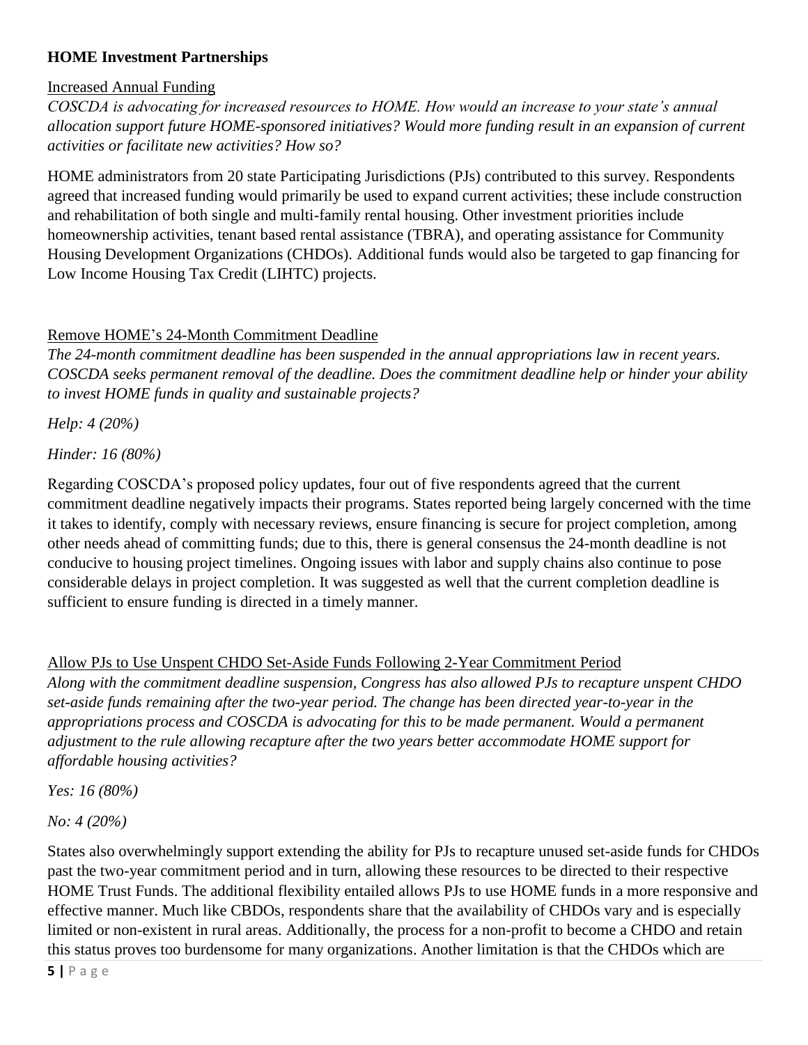## HOME Investment Partnerships

### Increased Annual Funding

*COSCDA is advocating for increased resources to HOME. How would an increase to your state's annual allocation support future HOME-sponsored initiatives? Would more funding result in an expansion of current activities or facilitate new activities? How so?*

HOME administrators from 20 state Participating Jurisdictions (PJs) contributed to this survey. Respondents agreed that increased funding would primarily be used to expand current activities; these include construction and rehabilitation of both single and multi-family rental housing. Other investment priorities include homeownership activities, tenant based rental assistance (TBRA), and operating assistance for Community Housing Development Organizations (CHDOs). Additional funds would also be targeted to gap financing for Low Income Housing Tax Credit (LIHTC) projects.

### Remove HOME's 24-Month Commitment Deadline

*The 24-month commitment deadline has been suspended in the annual appropriations law in recent years. COSCDA seeks permanent removal of the deadline. Does the commitment deadline help or hinder your ability to invest HOME funds in quality and sustainable projects?*

*Help: 4 (20%)*

*Hinder: 16 (80%)*

Regarding COSCDA's proposed policy updates, four out of five respondents agreed that the current commitment deadline negatively impacts their programs. States reported being largely concerned with the time it takes to identify, comply with necessary reviews, ensure financing is secure for project completion, among other needs ahead of committing funds; due to this, there is general consensus the 24-month deadline is not conducive to housing project timelines. Ongoing issues with labor and supply chains also continue to pose considerable delays in project completion. It was suggested as well that the current completion deadline is sufficient to ensure funding is directed in a timely manner.

### Allow PJs to Use Unspent CHDO Set-Aside Funds Following 2-Year Commitment Period

*Along with the commitment deadline suspension, Congress has also allowed PJs to recapture unspent CHDO set-aside funds remaining after the two-year period. The change has been directed year-to-year in the appropriations process and COSCDA is advocating for this to be made permanent. Would a permanent adjustment to the rule allowing recapture after the two years better accommodate HOME support for affordable housing activities?*

*Yes: 16 (80%)*

*No: 4 (20%)*

States also overwhelmingly support extending the ability for PJs to recapture unused set-aside funds for CHDOs past the two-year commitment period and in turn, allowing these resources to be directed to their respective HOME Trust Funds. The additional flexibility entailed allows PJs to use HOME funds in a more responsive and effective manner. Much like CBDOs, respondents share that the availability of CHDOs vary and is especially limited or non-existent in rural areas. Additionally, the process for a non-profit to become a CHDO and retain this status proves too burdensome for many organizations. Another limitation is that the CHDOs which are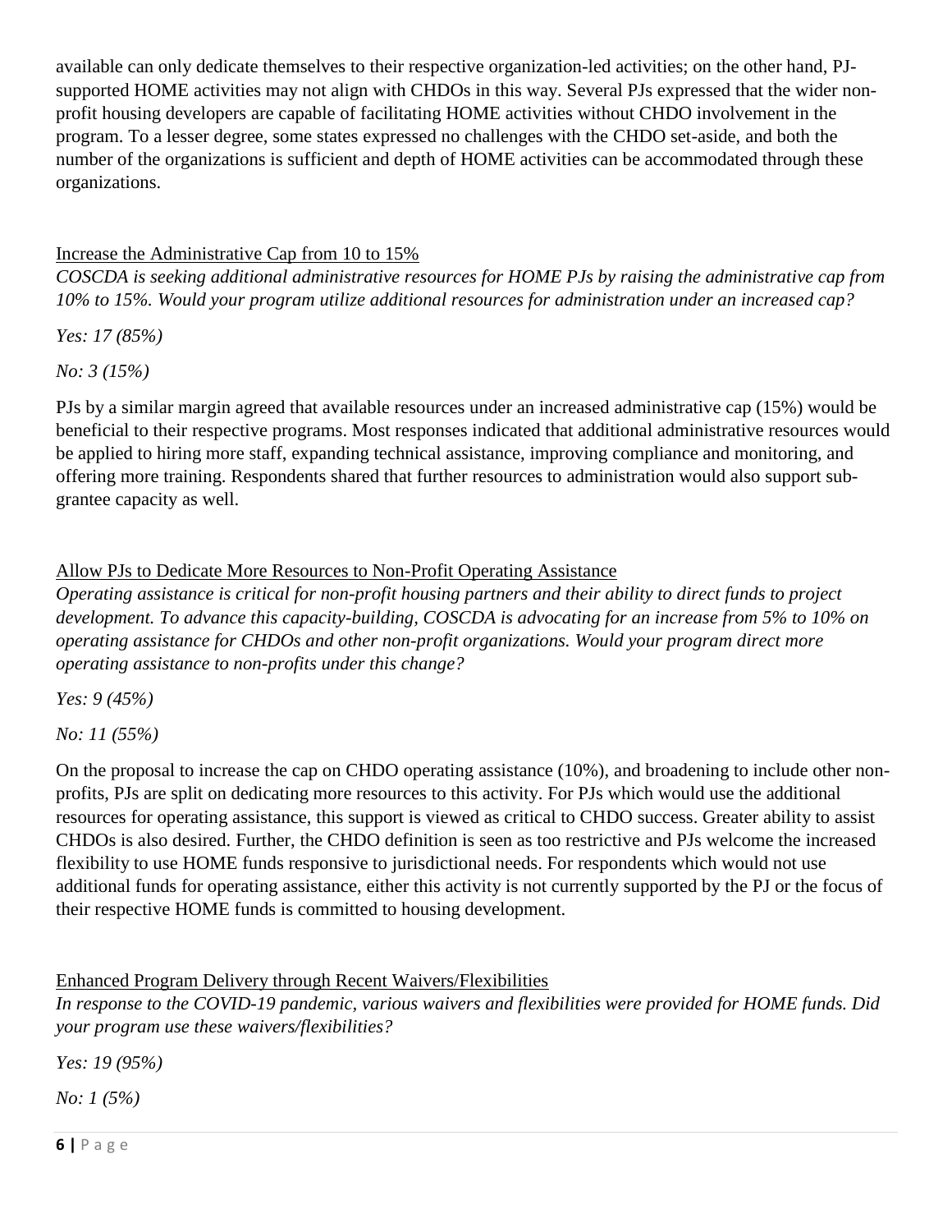available can only dedicate themselves to their respective organization-led activities; on the other hand, PJ-supported HOME activities may not align with CHDOs in this way. Several PJs expressed that the wider non-profit housing developers are capable of facilitating HOME activities without CHDO involvement in the program. To a lesser degree, some states expressed no challenges with the CHDO set-aside, and both the number of the organizations is sufficient and depth of HOME activities can be accommodated through these organizations.

<u>Increase the Administrative Cap from 10 to 15%</u>

*COSCDA is seeking additional administrative resources for HOME PJs by raising the administrative cap from 10% to 15%. Would your program utilize additional resources for administration under an increased cap?*

*Yes: 17 (85%)*

*No: 3 (15%)*

PJs by a similar margin agreed that available resources under an increased administrative cap (15%) would be beneficial to their respective programs. Most responses indicated that additional administrative resources would be applied to hiring more staff, expanding technical assistance, improving compliance and monitoring, and offering more training. Respondents shared that further resources to administration would also support sub-grantee capacity as well.

<u>Allow PJs to Dedicate More Resources to Non-Profit Operating Assistance</u>

*Operating assistance is critical for non-profit housing partners and their ability to direct funds to project development. To advance this capacity-building, COSCDA is advocating for an increase from 5% to 10% on operating assistance for CHDOs and other non-profit organizations. Would your program direct more operating assistance to non-profits under this change?*

*Yes: 9 (45%)*

*No: 11 (55%)*

On the proposal to increase the cap on CHDO operating assistance (10%), and broadening to include other non-profits, PJs are split on dedicating more resources to this activity. For PJs which would use the additional resources for operating assistance, this support is viewed as critical to CHDO success. Greater ability to assist CHDOs is also desired. Further, the CHDO definition is seen as too restrictive and PJs welcome the increased flexibility to use HOME funds responsive to jurisdictional needs. For respondents which would not use additional funds for operating assistance, either this activity is not currently supported by the PJ or the focus of their respective HOME funds is committed to housing development.

<u>Enhanced Program Delivery through Recent Waivers/Flexibilities</u>

*In response to the COVID-19 pandemic, various waivers and flexibilities were provided for HOME funds. Did your program use these waivers/flexibilities?*

*Yes: 19 (95%)*

*No: 1 (5%)*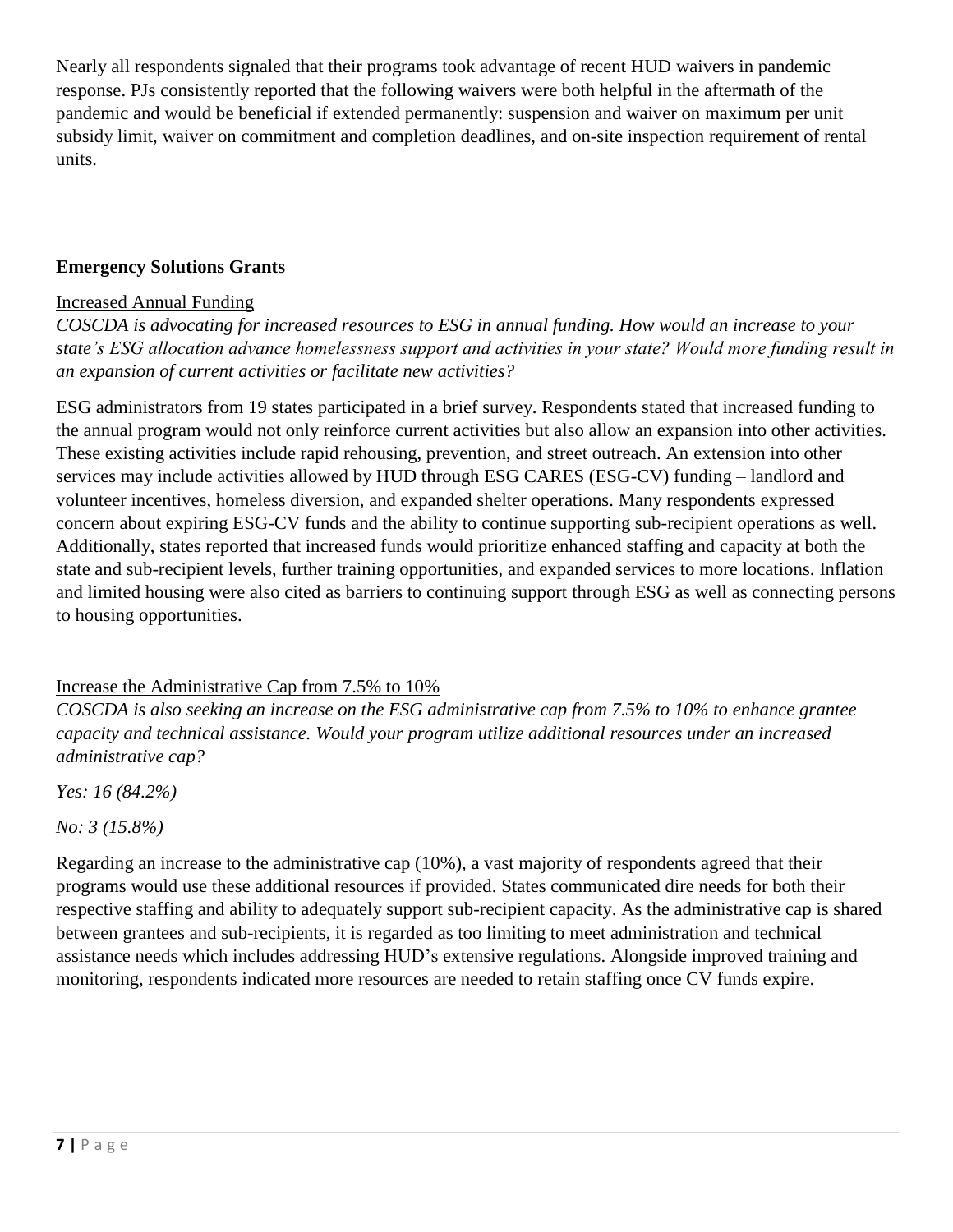Nearly all respondents signaled that their programs took advantage of recent HUD waivers in pandemic response. PJs consistently reported that the following waivers were both helpful in the aftermath of the pandemic and would be beneficial if extended permanently: suspension and waiver on maximum per unit subsidy limit, waiver on commitment and completion deadlines, and on-site inspection requirement of rental units.

## Emergency Solutions Grants

### Increased Annual Funding

*COSCDA is advocating for increased resources to ESG in annual funding. How would an increase to your state's ESG allocation advance homelessness support and activities in your state? Would more funding result in an expansion of current activities or facilitate new activities?*

ESG administrators from 19 states participated in a brief survey. Respondents stated that increased funding to the annual program would not only reinforce current activities but also allow an expansion into other activities. These existing activities include rapid rehousing, prevention, and street outreach. An extension into other services may include activities allowed by HUD through ESG CARES (ESG-CV) funding – landlord and volunteer incentives, homeless diversion, and expanded shelter operations. Many respondents expressed concern about expiring ESG-CV funds and the ability to continue supporting sub-recipient operations as well. Additionally, states reported that increased funds would prioritize enhanced staffing and capacity at both the state and sub-recipient levels, further training opportunities, and expanded services to more locations. Inflation and limited housing were also cited as barriers to continuing support through ESG as well as connecting persons to housing opportunities.

### Increase the Administrative Cap from 7.5% to 10%

*COSCDA is also seeking an increase on the ESG administrative cap from 7.5% to 10% to enhance grantee capacity and technical assistance. Would your program utilize additional resources under an increased administrative cap?*

*Yes: 16 (84.2%)*

*No: 3 (15.8%)*

Regarding an increase to the administrative cap (10%), a vast majority of respondents agreed that their programs would use these additional resources if provided. States communicated dire needs for both their respective staffing and ability to adequately support sub-recipient capacity. As the administrative cap is shared between grantees and sub-recipients, it is regarded as too limiting to meet administration and technical assistance needs which includes addressing HUD's extensive regulations. Alongside improved training and monitoring, respondents indicated more resources are needed to retain staffing once CV funds expire.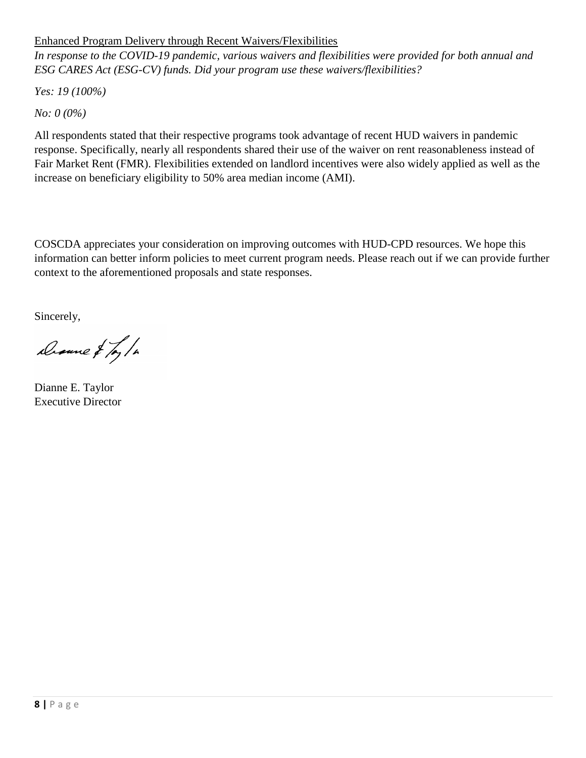Enhanced Program Delivery through Recent Waivers/Flexibilities

*In response to the COVID-19 pandemic, various waivers and flexibilities were provided for both annual and ESG CARES Act (ESG-CV) funds. Did your program use these waivers/flexibilities?*

*Yes: 19 (100%)*

*No: 0 (0%)*

All respondents stated that their respective programs took advantage of recent HUD waivers in pandemic response. Specifically, nearly all respondents shared their use of the waiver on rent reasonableness instead of Fair Market Rent (FMR). Flexibilities extended on landlord incentives were also widely applied as well as the increase on beneficiary eligibility to 50% area median income (AMI).

COSCDA appreciates your consideration on improving outcomes with HUD-CPD resources. We hope this information can better inform policies to meet current program needs. Please reach out if we can provide further context to the aforementioned proposals and state responses.

Sincerely,

Dianne E. Taylor
Executive Director